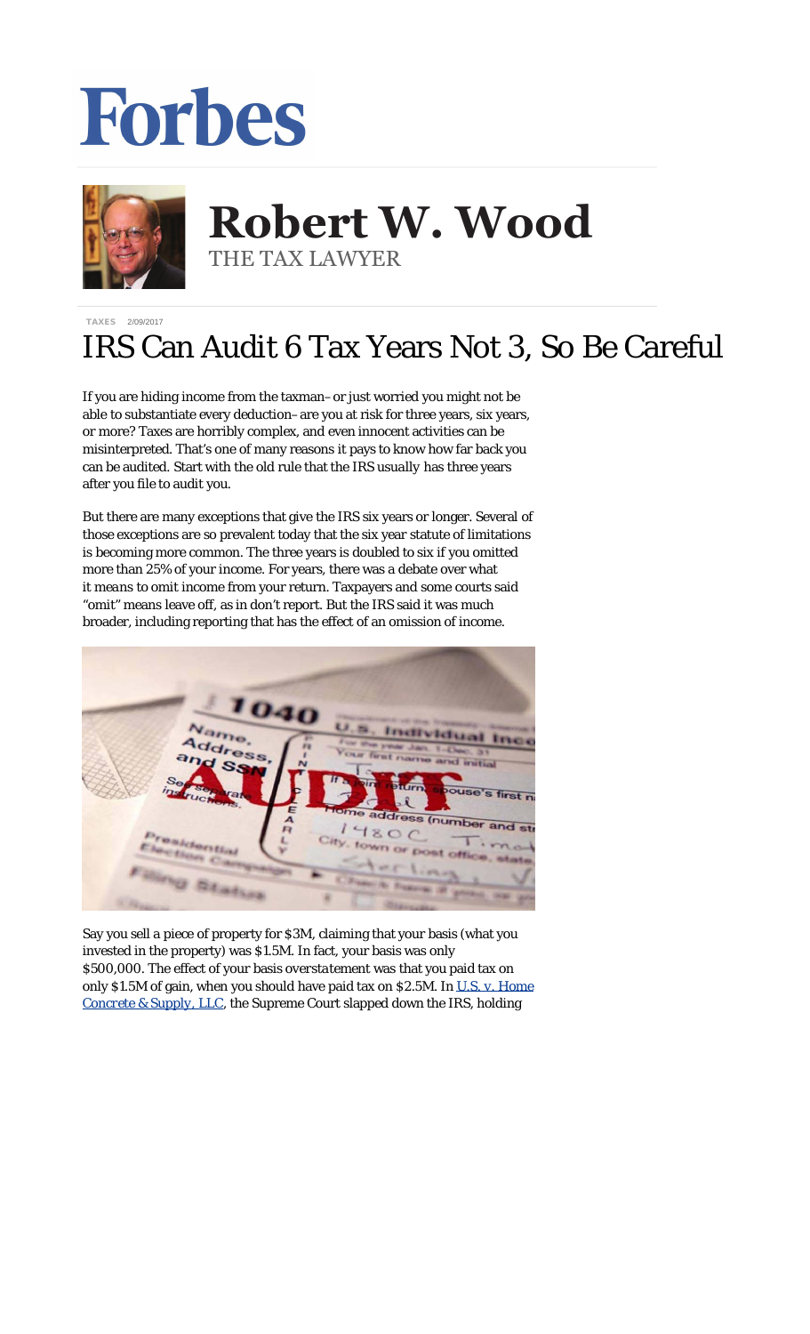# Forbes

**Robert W. Wood**
THE TAX LAWYER

TAXES 2/09/2017

# IRS Can Audit 6 Tax Years Not 3, So Be Careful

If you are hiding income from the taxman–or just worried you might not be able to substantiate every deduction–are you at risk for three years, six years, or more? Taxes are horribly complex, and even innocent activities can be misinterpreted. That's one of many reasons it pays to know how far back you can be audited. Start with the old rule that the IRS *usually* has three years after you file to audit you.

But there are many exceptions that give the IRS six years or longer. Several of those exceptions are so prevalent today that the six year statute of limitations is becoming more common. The three years is doubled to six if you omitted more than 25% of your income. For years, there was a debate over what it *means* to omit income from your return. Taxpayers and some courts said "omit" means leave off, as in don't report. But the IRS said it was much broader, including reporting that has the effect of an omission of income.

Say you sell a piece of property for $3M, claiming that your basis (what you invested in the property) was $1.5M. In fact, your basis was only $500,000. The effect of your basis *overstatement* was that you paid tax on only $1.5M of gain, when you should have paid tax on $2.5M. In [U.S. v. Home Concrete & Supply, LLC](), the Supreme Court slapped down the IRS, holding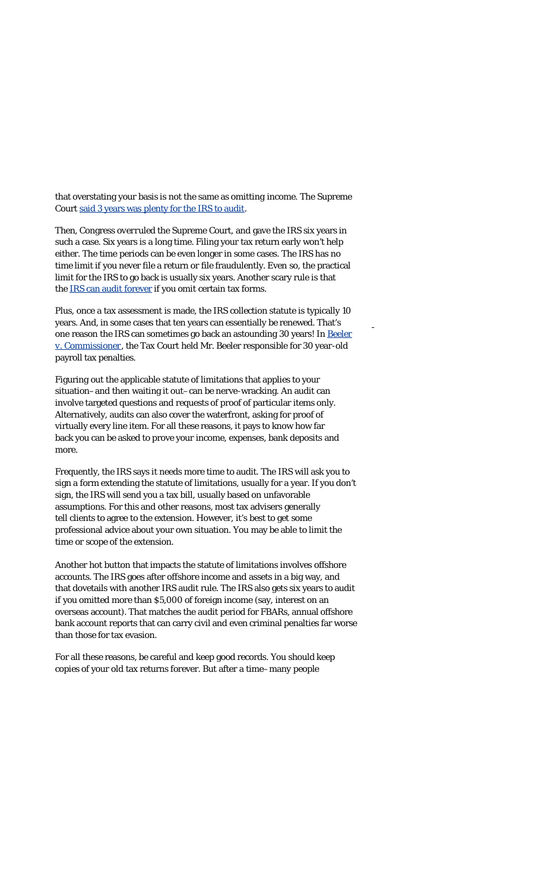that overstating your basis is not the same as omitting income. The Supreme Court [said 3 years was plenty for the IRS to audit](#).

Then, Congress overruled the Supreme Court, and gave the IRS six years in such a case. Six years is a long time. Filing your tax return early won't help either. The time periods can be even longer in some cases. The IRS has no time limit if you never file a return or file fraudulently. Even so, the practical limit for the IRS to go back is usually six years. Another scary rule is that the [IRS can audit forever](#) if you omit certain tax forms.

Plus, once a tax assessment is made, the IRS collection statute is typically 10 years. And, in some cases that ten years can essentially be renewed. That's one reason the IRS can sometimes go back an astounding 30 years! In [Beeler v. Commissioner](#), the Tax Court held Mr. Beeler responsible for 30 year-old payroll tax penalties.

Figuring out the applicable statute of limitations that applies to your situation–and then waiting it out–can be nerve-wracking. An audit can involve targeted questions and requests of proof of particular items only. Alternatively, audits can also cover the waterfront, asking for proof of virtually every line item. For all these reasons, it pays to know how far back you can be asked to prove your income, expenses, bank deposits and more.

Frequently, the IRS says it needs more time to audit. The IRS will ask you to sign a form extending the statute of limitations, usually for a year. If you don't sign, the IRS will send you a tax bill, usually based on unfavorable assumptions. For this and other reasons, most tax advisers generally tell clients to agree to the extension. However, it's best to get some professional advice about your own situation. You may be able to limit the time or scope of the extension.

Another hot button that impacts the statute of limitations involves offshore accounts. The IRS goes after offshore income and assets in a big way, and that dovetails with another IRS audit rule. The IRS also gets six years to audit if you omitted more than $5,000 of foreign income (say, interest on an overseas account). That matches the audit period for FBARs, annual offshore bank account reports that can carry civil and even criminal penalties far worse than those for tax evasion.

For all these reasons, be careful and keep good records. You should keep copies of your old tax returns forever. But after a time–many people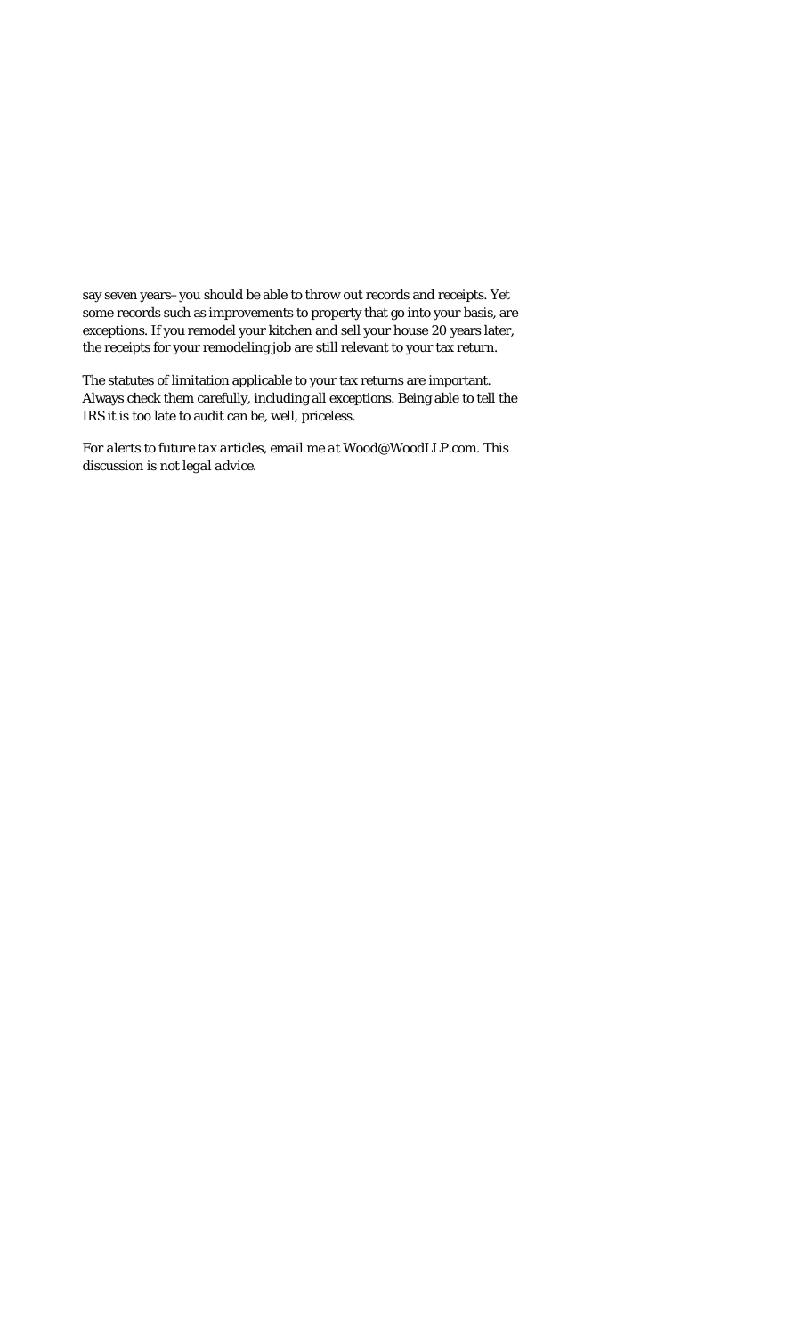say seven years–you should be able to throw out records and receipts. Yet some records such as improvements to property that go into your basis, are exceptions. If you remodel your kitchen and sell your house 20 years later, the receipts for your remodeling job are still relevant to your tax return.

The statutes of limitation applicable to your tax returns are important. Always check them carefully, including all exceptions. Being able to tell the IRS it is too late to audit can be, well, priceless.

*For alerts to future tax articles, email me at* Wood@WoodLLP.com. *This discussion is not legal advice.*